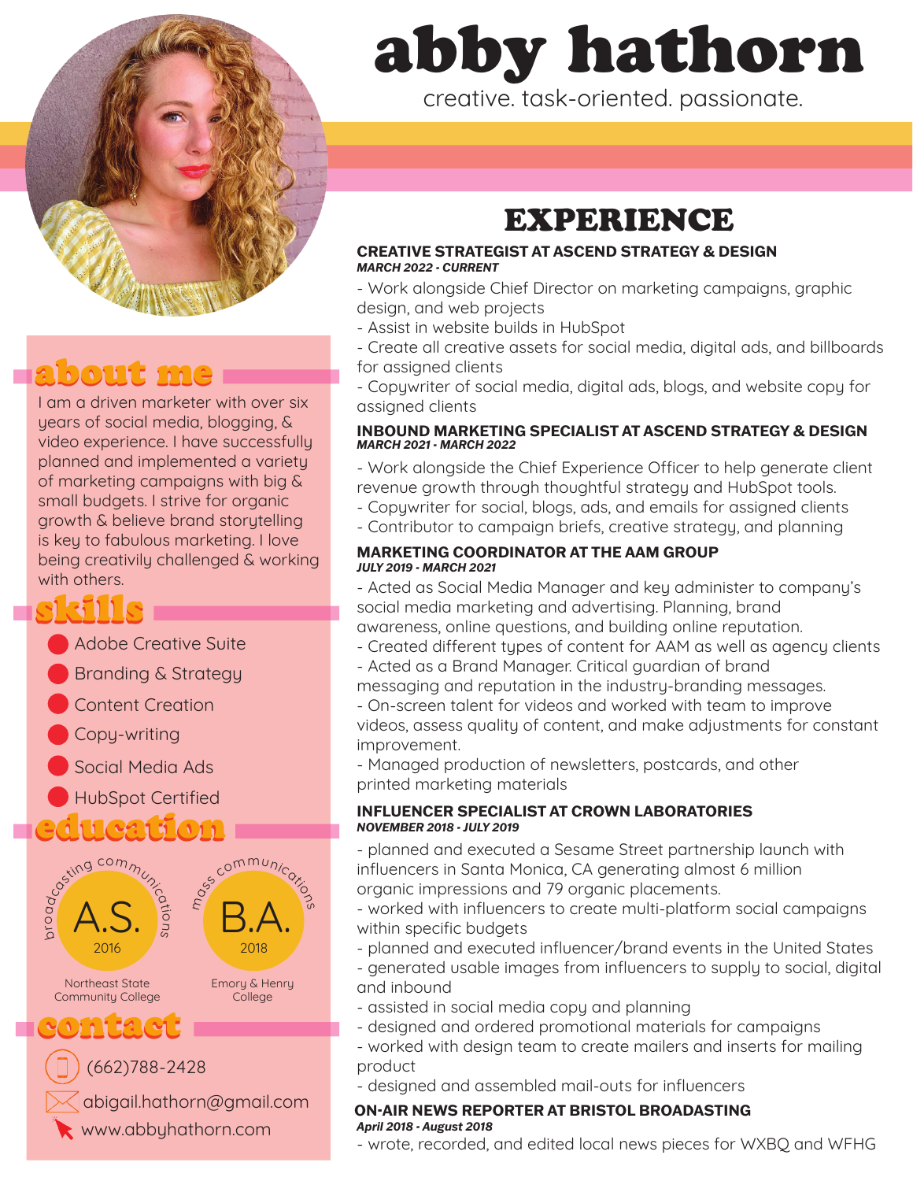# abby hathorn

creative. task-oriented. passionate.

## about me

I am a driven marketer with over six years of social media, blogging, & video experience. I have successfully planned and implemented a variety of marketing campaigns with big & small budgets. I strive for organic growth & believe brand storytelling is key to fabulous marketing. I love being creativily challenged & working with others.

## skills

- Adobe Creative Suite
- Branding & Strategy
- Content Creation
- Copy-writing
- Social Media Ads
- HubSpot Certified

## education

**A.S.** — broadcasting communications, 2016
Northeast State Community College

**B.A.** — mass communications, 2018
Emory & Henry College

## contact

(662)788-2428
abigail.hathorn@gmail.com
www.abbyhathorn.com

## EXPERIENCE

**CREATIVE STRATEGIST AT ASCEND STRATEGY & DESIGN**
***MARCH 2022 - CURRENT***

- Work alongside Chief Director on marketing campaigns, graphic design, and web projects
- Assist in website builds in HubSpot
- Create all creative assets for social media, digital ads, and billboards for assigned clients
- Copywriter of social media, digital ads, blogs, and website copy for assigned clients

**INBOUND MARKETING SPECIALIST AT ASCEND STRATEGY & DESIGN**
***MARCH 2021 - MARCH 2022***

- Work alongside the Chief Experience Officer to help generate client revenue growth through thoughtful strategy and HubSpot tools.
- Copywriter for social, blogs, ads, and emails for assigned clients
- Contributor to campaign briefs, creative strategy, and planning

**MARKETING COORDINATOR AT THE AAM GROUP**
***JULY 2019 - MARCH 2021***

- Acted as Social Media Manager and key administer to company's social media marketing and advertising. Planning, brand awareness, online questions, and building online reputation.
- Created different types of content for AAM as well as agency clients
- Acted as a Brand Manager. Critical guardian of brand messaging and reputation in the industry-branding messages.
- On-screen talent for videos and worked with team to improve videos, assess quality of content, and make adjustments for constant improvement.
- Managed production of newsletters, postcards, and other printed marketing materials

**INFLUENCER SPECIALIST AT CROWN LABORATORIES**
***NOVEMBER 2018 - JULY 2019***

- planned and executed a Sesame Street partnership launch with influencers in Santa Monica, CA generating almost 6 million organic impressions and 79 organic placements.
- worked with influencers to create multi-platform social campaigns within specific budgets
- planned and executed influencer/brand events in the United States
- generated usable images from influencers to supply to social, digital and inbound
- assisted in social media copy and planning
- designed and ordered promotional materials for campaigns
- worked with design team to create mailers and inserts for mailing product
- designed and assembled mail-outs for influencers

**ON-AIR NEWS REPORTER AT BRISTOL BROADCASTING**
***April 2018 - August 2018***

- wrote, recorded, and edited local news pieces for WXBQ and WFHG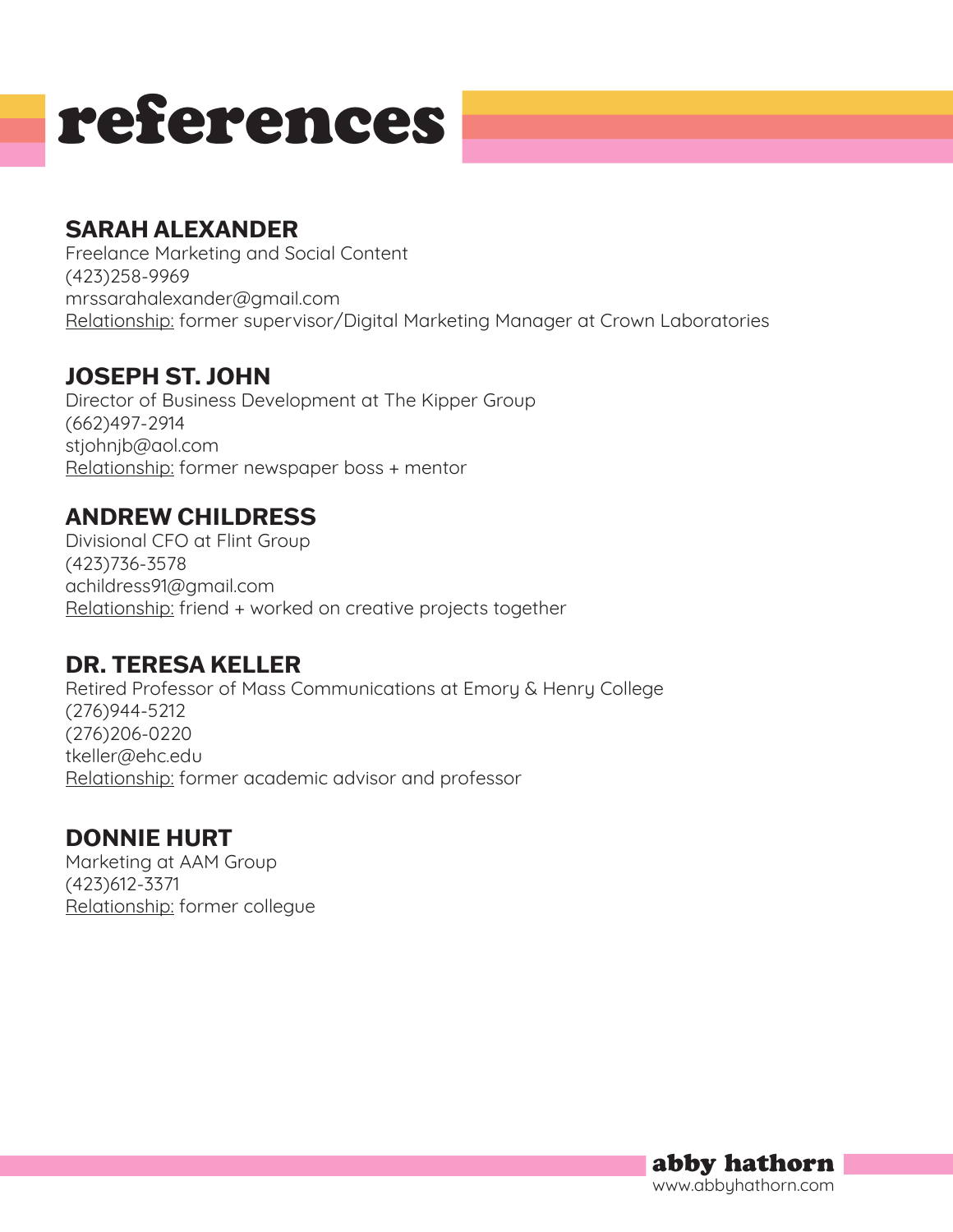# references

## SARAH ALEXANDER

Freelance Marketing and Social Content
(423)258-9969
mrssarahalexander@gmail.com
Relationship: former supervisor/Digital Marketing Manager at Crown Laboratories

## JOSEPH ST. JOHN

Director of Business Development at The Kipper Group
(662)497-2914
stjohnjb@aol.com
Relationship: former newspaper boss + mentor

## ANDREW CHILDRESS

Divisional CFO at Flint Group
(423)736-3578
achildress91@gmail.com
Relationship: friend + worked on creative projects together

## DR. TERESA KELLER

Retired Professor of Mass Communications at Emory & Henry College
(276)944-5212
(276)206-0220
tkeller@ehc.edu
Relationship: former academic advisor and professor

## DONNIE HURT

Marketing at AAM Group
(423)612-3371
Relationship: former collegue

**abby hathorn**
www.abbyhathorn.com